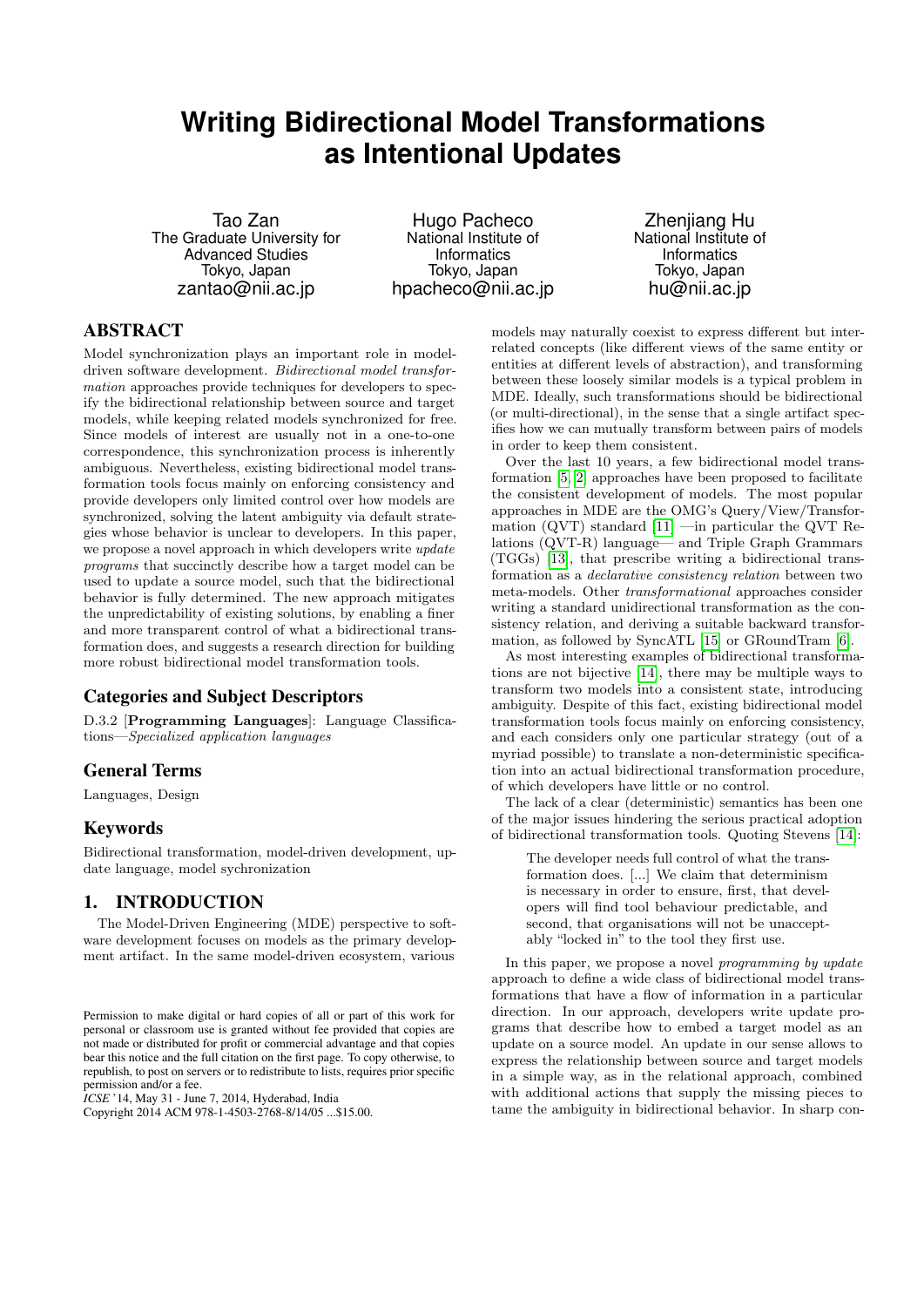# Writing Bidirectional Model Transformations as Intentional Updates

Tao Zan
The Graduate University for Advanced Studies
Tokyo, Japan
zantao@nii.ac.jp

Hugo Pacheco
National Institute of Informatics
Tokyo, Japan
hpacheco@nii.ac.jp

Zhenjiang Hu
National Institute of Informatics
Tokyo, Japan
hu@nii.ac.jp

## ABSTRACT

Model synchronization plays an important role in model-driven software development. *Bidirectional model transformation* approaches provide techniques for developers to specify the bidirectional relationship between source and target models, while keeping related models synchronized for free. Since models of interest are usually not in a one-to-one correspondence, this synchronization process is inherently ambiguous. Nevertheless, existing bidirectional model transformation tools focus mainly on enforcing consistency and provide developers only limited control over how models are synchronized, solving the latent ambiguity via default strategies whose behavior is unclear to developers. In this paper, we propose a novel approach in which developers write *update programs* that succinctly describe how a target model can be used to update a source model, such that the bidirectional behavior is fully determined. The new approach mitigates the unpredictability of existing solutions, by enabling a finer and more transparent control of what a bidirectional transformation does, and suggests a research direction for building more robust bidirectional model transformation tools.

### Categories and Subject Descriptors

D.3.2 [**Programming Languages**]: Language Classifications—*Specialized application languages*

### General Terms

Languages, Design

### Keywords

Bidirectional transformation, model-driven development, update language, model sychronization

## 1. INTRODUCTION

The Model-Driven Engineering (MDE) perspective to software development focuses on models as the primary development artifact. In the same model-driven ecosystem, various models may naturally coexist to express different but interrelated concepts (like different views of the same entity or entities at different levels of abstraction), and transforming between these loosely similar models is a typical problem in MDE. Ideally, such transformations should be bidirectional (or multi-directional), in the sense that a single artifact specifies how we can mutually transform between pairs of models in order to keep them consistent.

Over the last 10 years, a few bidirectional model transformation [5, 2] approaches have been proposed to facilitate the consistent development of models. The most popular approaches in MDE are the OMG's Query/View/Transformation (QVT) standard [11] —in particular the QVT Relations (QVT-R) language— and Triple Graph Grammars (TGGs) [13], that prescribe writing a bidirectional transformation as a *declarative consistency relation* between two meta-models. Other *transformational* approaches consider writing a standard unidirectional transformation as the consistency relation, and deriving a suitable backward transformation, as followed by SyncATL [15] or GRoundTram [6].

As most interesting examples of bidirectional transformations are not bijective [14], there may be multiple ways to transform two models into a consistent state, introducing ambiguity. Despite of this fact, existing bidirectional model transformation tools focus mainly on enforcing consistency, and each considers only one particular strategy (out of a myriad possible) to translate a non-deterministic specification into an actual bidirectional transformation procedure, of which developers have little or no control.

The lack of a clear (deterministic) semantics has been one of the major issues hindering the serious practical adoption of bidirectional transformation tools. Quoting Stevens [14]:

> The developer needs full control of what the transformation does. [...] We claim that determinism is necessary in order to ensure, first, that developers will find tool behaviour predictable, and second, that organisations will not be unacceptably "locked in" to the tool they first use.

In this paper, we propose a novel *programming by update* approach to define a wide class of bidirectional model transformations that have a flow of information in a particular direction. In our approach, developers write update programs that describe how to embed a target model as an update on a source model. An update in our sense allows to express the relationship between source and target models in a simple way, as in the relational approach, combined with additional actions that supply the missing pieces to tame the ambiguity in bidirectional behavior. In sharp con-

Permission to make digital or hard copies of all or part of this work for personal or classroom use is granted without fee provided that copies are not made or distributed for profit or commercial advantage and that copies bear this notice and the full citation on the first page. To copy otherwise, to republish, to post on servers or to redistribute to lists, requires prior specific permission and/or a fee.
*ICSE* '14, May 31 - June 7, 2014, Hyderabad, India
Copyright 2014 ACM 978-1-4503-2768-8/14/05 ...$15.00.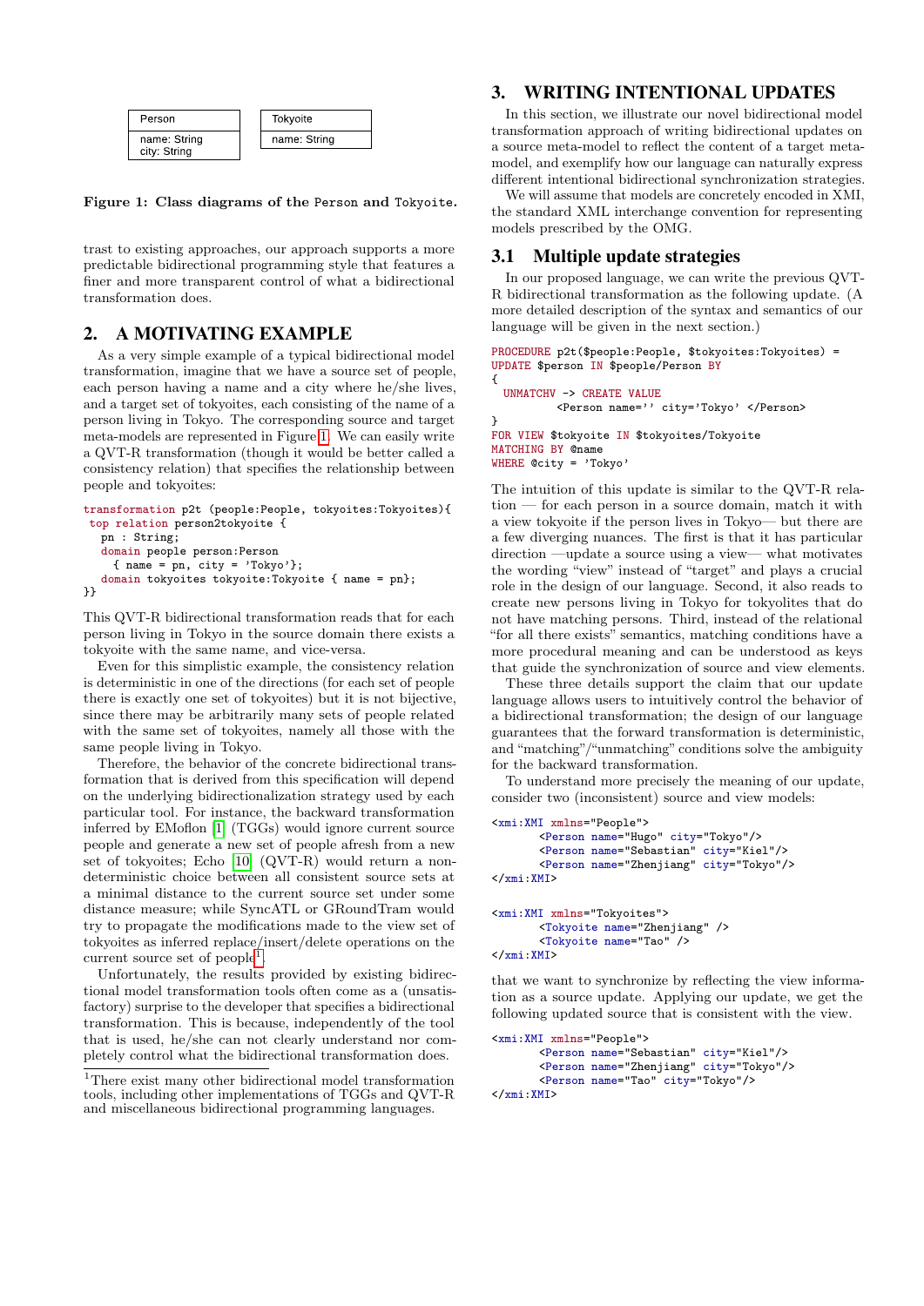| Person |
| --- |
| name: String<br>city: String |

| Tokyoite |
| --- |
| name: String |

**Figure 1: Class diagrams of the Person and Tokyoite.**

trast to existing approaches, our approach supports a more predictable bidirectional programming style that features a finer and more transparent control of what a bidirectional transformation does.

## 2. A MOTIVATING EXAMPLE

As a very simple example of a typical bidirectional model transformation, imagine that we have a source set of people, each person having a name and a city where he/she lives, and a target set of tokyoites, each consisting of the name of a person living in Tokyo. The corresponding source and target meta-models are represented in Figure 1. We can easily write a QVT-R transformation (though it would be better called a consistency relation) that specifies the relationship between people and tokyoites:

```
transformation p2t (people:People, tokyoites:Tokyoites){
 top relation person2tokyoite {
   pn : String;
   domain people person:Person
     { name = pn, city = 'Tokyo'};
   domain tokyoites tokyoite:Tokyoite { name = pn};
}}
```

This QVT-R bidirectional transformation reads that for each person living in Tokyo in the source domain there exists a tokyoite with the same name, and vice-versa.

Even for this simplistic example, the consistency relation is deterministic in one of the directions (for each set of people there is exactly one set of tokyoites) but it is not bijective, since there may be arbitrarily many sets of people related with the same set of tokyoites, namely all those with the same people living in Tokyo.

Therefore, the behavior of the concrete bidirectional transformation that is derived from this specification will depend on the underlying bidirectionalization strategy used by each particular tool. For instance, the backward transformation inferred by EMoflon [1] (TGGs) would ignore current source people and generate a new set of people afresh from a new set of tokyoites; Echo [10] (QVT-R) would return a non-deterministic choice between all consistent source sets at a minimal distance to the current source set under some distance measure; while SyncATL or GRoundTram would try to propagate the modifications made to the view set of tokyoites as inferred replace/insert/delete operations on the current source set of people[1].

Unfortunately, the results provided by existing bidirectional model transformation tools often come as a (unsatisfactory) surprise to the developer that specifies a bidirectional transformation. This is because, independently of the tool that is used, he/she can not clearly understand nor completely control what the bidirectional transformation does.

[1]There exist many other bidirectional model transformation tools, including other implementations of TGGs and QVT-R and miscellaneous bidirectional programming languages.

## 3. WRITING INTENTIONAL UPDATES

In this section, we illustrate our novel bidirectional model transformation approach of writing bidirectional updates on a source meta-model to reflect the content of a target meta-model, and exemplify how our language can naturally express different intentional bidirectional synchronization strategies.

We will assume that models are concretely encoded in XMI, the standard XML interchange convention for representing models prescribed by the OMG.

### 3.1 Multiple update strategies

In our proposed language, we can write the previous QVT-R bidirectional transformation as the following update. (A more detailed description of the syntax and semantics of our language will be given in the next section.)

```
PROCEDURE p2t($people:People, $tokyoites:Tokyoites) =
UPDATE $person IN $people/Person BY
{
  UNMATCHV -> CREATE VALUE
          <Person name='' city='Tokyo' </Person>
}
FOR VIEW $tokyoite IN $tokyoites/Tokyoite
MATCHING BY @name
WHERE @city = 'Tokyo'
```

The intuition of this update is similar to the QVT-R relation — for each person in a source domain, match it with a view tokyoite if the person lives in Tokyo— but there are a few diverging nuances. The first is that it has particular direction —update a source using a view— what motivates the wording "view" instead of "target" and plays a crucial role in the design of our language. Second, it also reads to create new persons living in Tokyo for tokyoites that do not have matching persons. Third, instead of the relational "for all there exists" semantics, matching conditions have a more procedural meaning and can be understood as keys that guide the synchronization of source and view elements.

These three details support the claim that our update language allows users to intuitively control the behavior of a bidirectional transformation; the design of our language guarantees that the forward transformation is deterministic, and "matching"/"unmatching" conditions solve the ambiguity for the backward transformation.

To understand more precisely the meaning of our update, consider two (inconsistent) source and view models:

```
<xmi:XMI xmlns="People">
       <Person name="Hugo" city="Tokyo"/>
       <Person name="Sebastian" city="Kiel"/>
       <Person name="Zhenjiang" city="Tokyo"/>
</xmi:XMI>
```

```
<xmi:XMI xmlns="Tokyoites">
       <Tokyoite name="Zhenjiang" />
       <Tokyoite name="Tao" />
</xmi:XMI>
```

that we want to synchronize by reflecting the view information as a source update. Applying our update, we get the following updated source that is consistent with the view.

```
<xmi:XMI xmlns="People">
       <Person name="Sebastian" city="Kiel"/>
       <Person name="Zhenjiang" city="Tokyo"/>
       <Person name="Tao" city="Tokyo"/>
</xmi:XMI>
```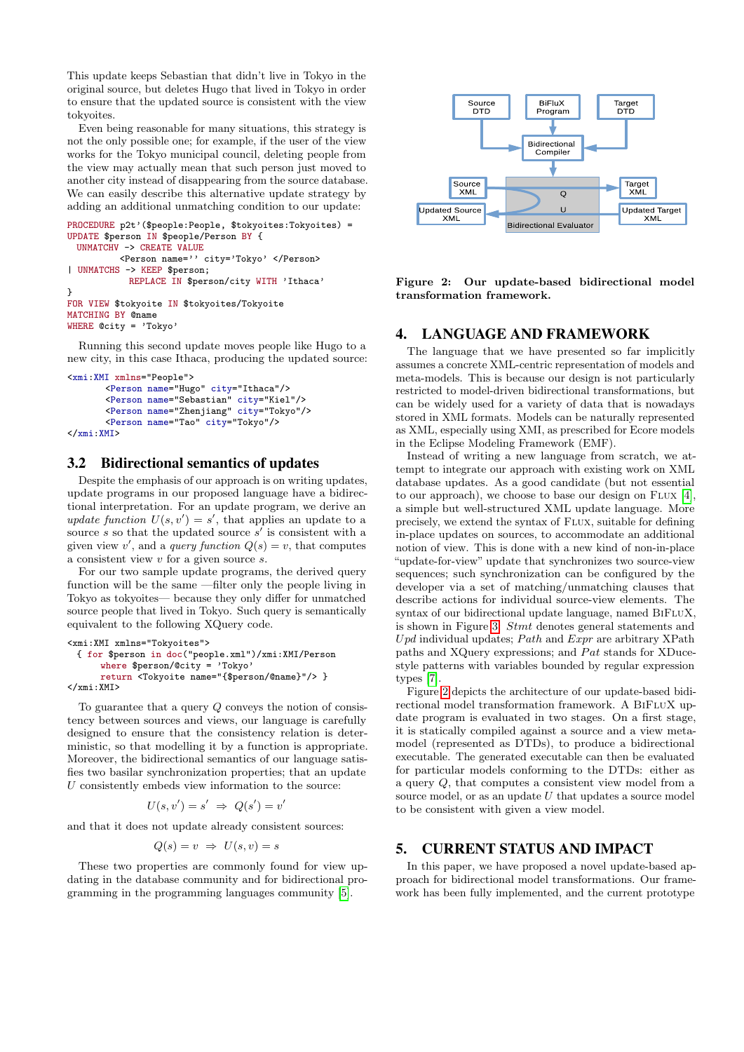This update keeps Sebastian that didn't live in Tokyo in the original source, but deletes Hugo that lived in Tokyo in order to ensure that the updated source is consistent with the view tokyoites.

Even being reasonable for many situations, this strategy is not the only possible one; for example, if the user of the view works for the Tokyo municipal council, deleting people from the view may actually mean that such person just moved to another city instead of disappearing from the source database. We can easily describe this alternative update strategy by adding an additional unmatching condition to our update:

```
PROCEDURE p2t'($people:People, $tokyoites:Tokyoites) =
UPDATE $person IN $people/Person BY {
  UNMATCHV -> CREATE VALUE
          <Person name='' city='Tokyo' </Person>
| UNMATCHS -> KEEP $person;
            REPLACE IN $person/city WITH 'Ithaca'
}
FOR VIEW $tokyoite IN $tokyoites/Tokyoite
MATCHING BY @name
WHERE @city = 'Tokyo'
```

Running this second update moves people like Hugo to a new city, in this case Ithaca, producing the updated source:

```
<xmi:XMI xmlns="People">
        <Person name="Hugo" city="Ithaca"/>
        <Person name="Sebastian" city="Kiel"/>
        <Person name="Zhenjiang" city="Tokyo"/>
        <Person name="Tao" city="Tokyo"/>
</xmi:XMI>
```

## 3.2 Bidirectional semantics of updates

Despite the emphasis of our approach is on writing updates, update programs in our proposed language have a bidirectional interpretation. For an update program, we derive an *update function* $U(s, v') = s'$, that applies an update to a source $s$ so that the updated source $s'$ is consistent with a given view $v'$, and a *query function* $Q(s) = v$, that computes a consistent view $v$ for a given source $s$.

For our two sample update programs, the derived query function will be the same —filter only the people living in Tokyo as tokyoites— because they only differ for unmatched source people that lived in Tokyo. Such query is semantically equivalent to the following XQuery code.

```
<xmi:XMI xmlns="Tokyoites">
  { for $person in doc("people.xml")/xmi:XMI/Person
      where $person/@city = 'Tokyo'
      return <Tokyoite name="{$person/@name}"/> }
</xmi:XMI>
```

To guarantee that a query $Q$ conveys the notion of consistency between sources and views, our language is carefully designed to ensure that the consistency relation is deterministic, so that modelling it by a function is appropriate. Moreover, the bidirectional semantics of our language satisfies two basilar synchronization properties; that an update $U$ consistently embeds view information to the source:

$$U(s, v') = s' \;\Rightarrow\; Q(s') = v'$$

and that it does not update already consistent sources:

$$Q(s) = v \;\Rightarrow\; U(s, v) = s$$

These two properties are commonly found for view updating in the database community and for bidirectional programming in the programming languages community [5].

Figure 2: Our update-based bidirectional model transformation framework.

## 4. LANGUAGE AND FRAMEWORK

The language that we have presented so far implicitly assumes a concrete XML-centric representation of models and meta-models. This is because our design is not particularly restricted to model-driven bidirectional transformations, but can be widely used for a variety of data that is nowadays stored in XML formats. Models can be naturally represented as XML, especially using XMI, as prescribed for Ecore models in the Eclipse Modeling Framework (EMF).

Instead of writing a new language from scratch, we attempt to integrate our approach with existing work on XML database updates. As a good candidate (but not essential to our approach), we choose to base our design on FLUX [4], a simple but well-structured XML update language. More precisely, we extend the syntax of FLUX, suitable for defining in-place updates on sources, to accommodate an additional notion of view. This is done with a new kind of non-in-place "update-for-view" update that synchronizes two source-view sequences; such synchronization can be configured by the developer via a set of matching/unmatching clauses that describe actions for individual source-view elements. The syntax of our bidirectional update language, named BIFLUX, is shown in Figure 3. *Stmt* denotes general statements and *Upd* individual updates; *Path* and *Expr* are arbitrary XPath paths and XQuery expressions; and *Pat* stands for XDuce-style patterns with variables bounded by regular expression types [7].

Figure 2 depicts the architecture of our update-based bidirectional model transformation framework. A BIFLUX update program is evaluated in two stages. On a first stage, it is statically compiled against a source and a view metamodel (represented as DTDs), to produce a bidirectional executable. The generated executable can then be evaluated for particular models conforming to the DTDs: either as a query $Q$, that computes a consistent view model from a source model, or as an update $U$ that updates a source model to be consistent with given a view model.

## 5. CURRENT STATUS AND IMPACT

In this paper, we have proposed a novel update-based approach for bidirectional model transformations. Our framework has been fully implemented, and the current prototype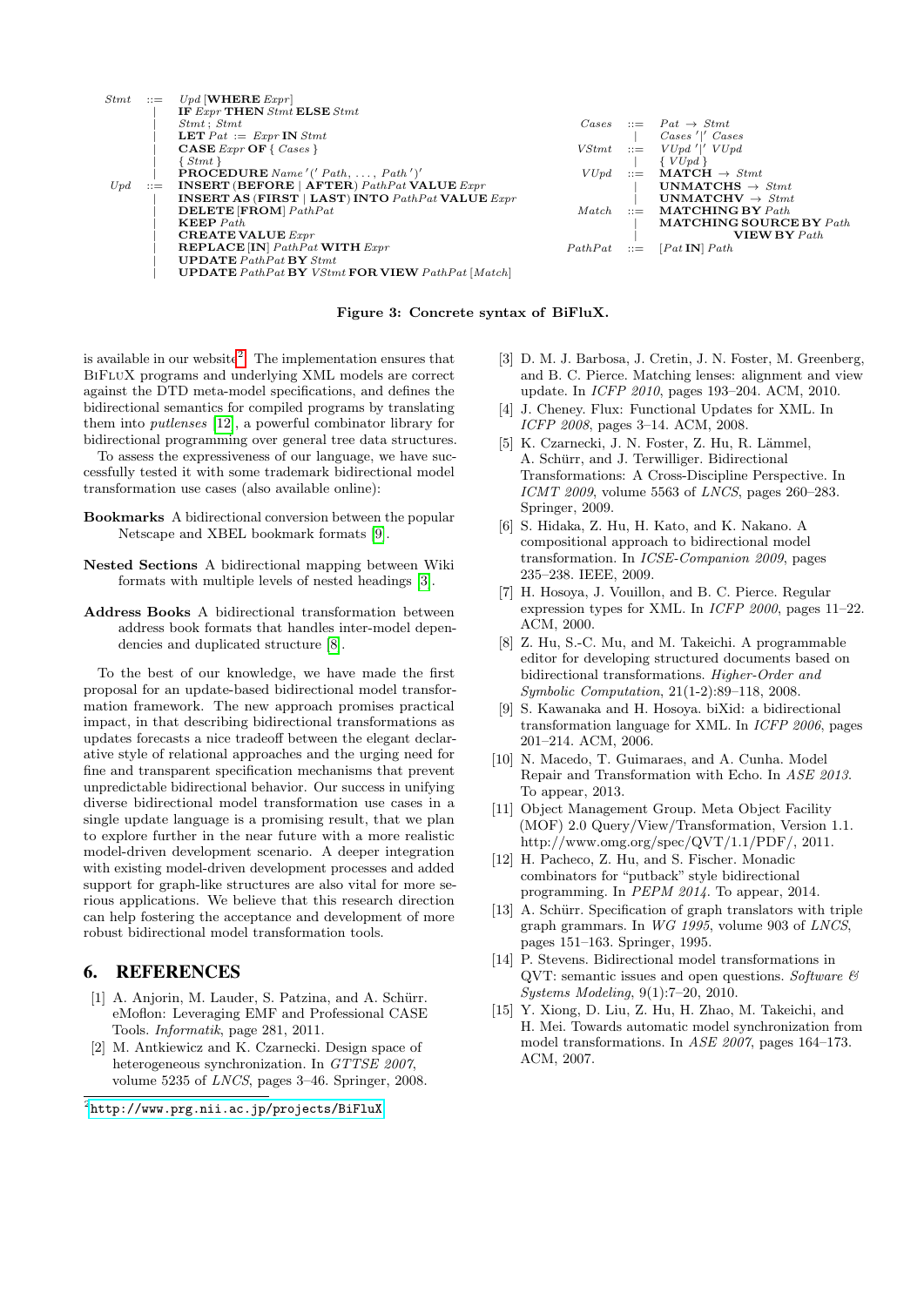```
Stmt    ::=  Upd [WHERE Expr]
          |  IF Expr THEN Stmt ELSE Stmt
          |  Stmt ; Stmt
          |  LET Pat := Expr IN Stmt
          |  CASE Expr OF { Cases }
          |  { Stmt }
          |  PROCEDURE Name '(' Path, ..., Path ')'
Upd     ::=  INSERT (BEFORE | AFTER) PathPat VALUE Expr
          |  INSERT AS (FIRST | LAST) INTO PathPat VALUE Expr
          |  DELETE [FROM] PathPat
          |  KEEP Path
          |  CREATE VALUE Expr
          |  REPLACE [IN] PathPat WITH Expr
          |  UPDATE PathPat BY Stmt
          |  UPDATE PathPat BY VStmt FOR VIEW PathPat [Match]

Cases   ::=  Pat → Stmt
          |  Cases '|' Cases
VStmt   ::=  VUpd '|' VUpd
          |  { VUpd }
VUpd    ::=  MATCH → Stmt
          |  UNMATCHS → Stmt
          |  UNMATCHV → Stmt
Match   ::=  MATCHING BY Path
          |  MATCHING SOURCE BY Path
                 VIEW BY Path
PathPat ::=  [Pat IN] Path
```

**Figure 3: Concrete syntax of BiFluX.**

is available in our website[2]. The implementation ensures that BiFluX programs and underlying XML models are correct against the DTD meta-model specifications, and defines the bidirectional semantics for compiled programs by translating them into *putlenses* [12], a powerful combinator library for bidirectional programming over general tree data structures.

To assess the expressiveness of our language, we have successfully tested it with some trademark bidirectional model transformation use cases (also available online):

**Bookmarks** A bidirectional conversion between the popular Netscape and XBEL bookmark formats [9].

**Nested Sections** A bidirectional mapping between Wiki formats with multiple levels of nested headings [3].

**Address Books** A bidirectional transformation between address book formats that handles inter-model dependencies and duplicated structure [8].

To the best of our knowledge, we have made the first proposal for an update-based bidirectional model transformation framework. The new approach promises practical impact, in that describing bidirectional transformations as updates forecasts a nice tradeoff between the elegant declarative style of relational approaches and the urging need for fine and transparent specification mechanisms that prevent unpredictable bidirectional behavior. Our success in unifying diverse bidirectional model transformation use cases in a single update language is a promising result, that we plan to explore further in the near future with a more realistic model-driven development scenario. A deeper integration with existing model-driven development processes and added support for graph-like structures are also vital for more serious applications. We believe that this research direction can help fostering the acceptance and development of more robust bidirectional model transformation tools.

## 6. REFERENCES

[1] A. Anjorin, M. Lauder, S. Patzina, and A. Schürr. eMoflon: Leveraging EMF and Professional CASE Tools. *Informatik*, page 281, 2011.

[2] M. Antkiewicz and K. Czarnecki. Design space of heterogeneous synchronization. In *GTTSE 2007*, volume 5235 of *LNCS*, pages 3–46. Springer, 2008.

[3] D. M. J. Barbosa, J. Cretin, J. N. Foster, M. Greenberg, and B. C. Pierce. Matching lenses: alignment and view update. In *ICFP 2010*, pages 193–204. ACM, 2010.

[4] J. Cheney. Flux: Functional Updates for XML. In *ICFP 2008*, pages 3–14. ACM, 2008.

[5] K. Czarnecki, J. N. Foster, Z. Hu, R. Lämmel, A. Schürr, and J. Terwilliger. Bidirectional Transformations: A Cross-Discipline Perspective. In *ICMT 2009*, volume 5563 of *LNCS*, pages 260–283. Springer, 2009.

[6] S. Hidaka, Z. Hu, H. Kato, and K. Nakano. A compositional approach to bidirectional model transformation. In *ICSE-Companion 2009*, pages 235–238. IEEE, 2009.

[7] H. Hosoya, J. Vouillon, and B. C. Pierce. Regular expression types for XML. In *ICFP 2000*, pages 11–22. ACM, 2000.

[8] Z. Hu, S.-C. Mu, and M. Takeichi. A programmable editor for developing structured documents based on bidirectional transformations. *Higher-Order and Symbolic Computation*, 21(1-2):89–118, 2008.

[9] S. Kawanaka and H. Hosoya. biXid: a bidirectional transformation language for XML. In *ICFP 2006*, pages 201–214. ACM, 2006.

[10] N. Macedo, T. Guimaraes, and A. Cunha. Model Repair and Transformation with Echo. In *ASE 2013*. To appear, 2013.

[11] Object Management Group. Meta Object Facility (MOF) 2.0 Query/View/Transformation, Version 1.1. http://www.omg.org/spec/QVT/1.1/PDF/, 2011.

[12] H. Pacheco, Z. Hu, and S. Fischer. Monadic combinators for "putback" style bidirectional programming. In *PEPM 2014*. To appear, 2014.

[13] A. Schürr. Specification of graph translators with triple graph grammars. In *WG 1995*, volume 903 of *LNCS*, pages 151–163. Springer, 1995.

[14] P. Stevens. Bidirectional model transformations in QVT: semantic issues and open questions. *Software & Systems Modeling*, 9(1):7–20, 2010.

[15] Y. Xiong, D. Liu, Z. Hu, H. Zhao, M. Takeichi, and H. Mei. Towards automatic model synchronization from model transformations. In *ASE 2007*, pages 164–173. ACM, 2007.

[2] http://www.prg.nii.ac.jp/projects/BiFluX